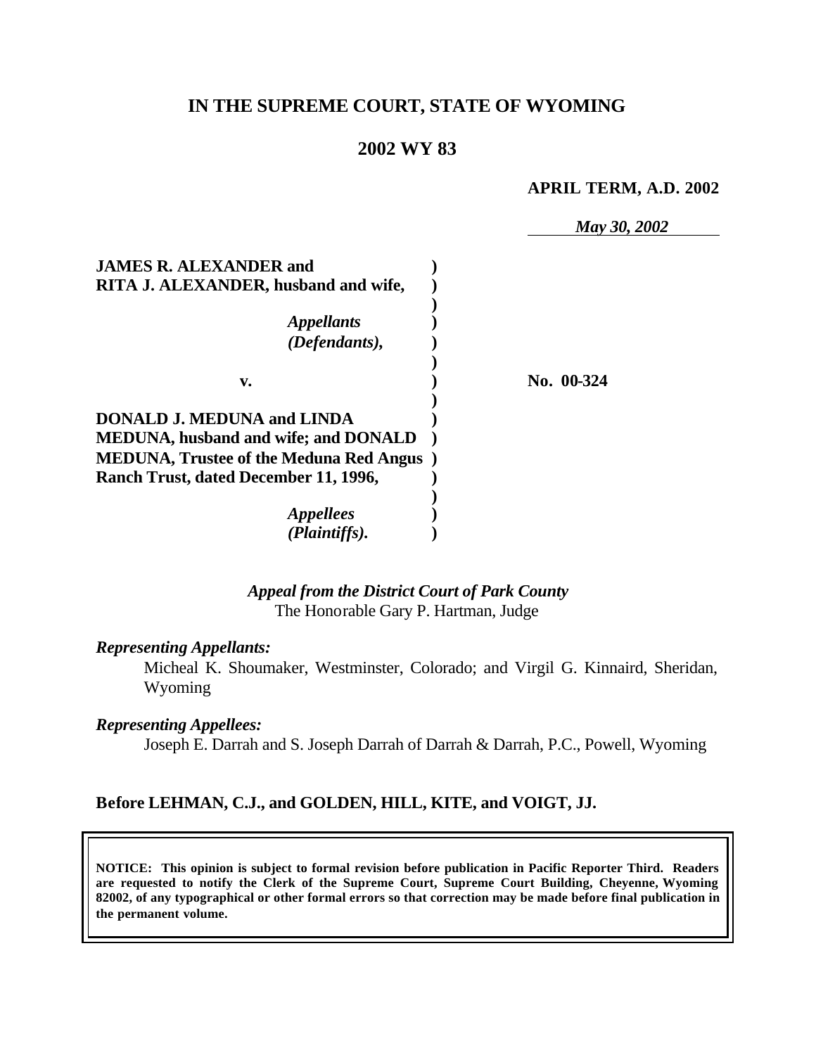# IN THE SUPREME COURT, STATE OF WYOMING

## 2002 WY 83

**APRIL TERM, A.D. 2002**

*May 30, 2002*

**JAMES R. ALEXANDER and RITA J. ALEXANDER, husband and wife,**

*Appellants (Defendants),*

**v.**

**DONALD J. MEDUNA and LINDA MEDUNA, husband and wife; and DONALD MEDUNA, Trustee of the Meduna Red Angus Ranch Trust, dated December 11, 1996,**

*Appellees (Plaintiffs).*

**No. 00-324**

*Appeal from the District Court of Park County*
The Honorable Gary P. Hartman, Judge

***Representing Appellants:***

Micheal K. Shoumaker, Westminster, Colorado; and Virgil G. Kinnaird, Sheridan, Wyoming

***Representing Appellees:***

Joseph E. Darrah and S. Joseph Darrah of Darrah & Darrah, P.C., Powell, Wyoming

**Before LEHMAN, C.J., and GOLDEN, HILL, KITE, and VOIGT, JJ.**

**NOTICE: This opinion is subject to formal revision before publication in Pacific Reporter Third. Readers are requested to notify the Clerk of the Supreme Court, Supreme Court Building, Cheyenne, Wyoming 82002, of any typographical or other formal errors so that correction may be made before final publication in the permanent volume.**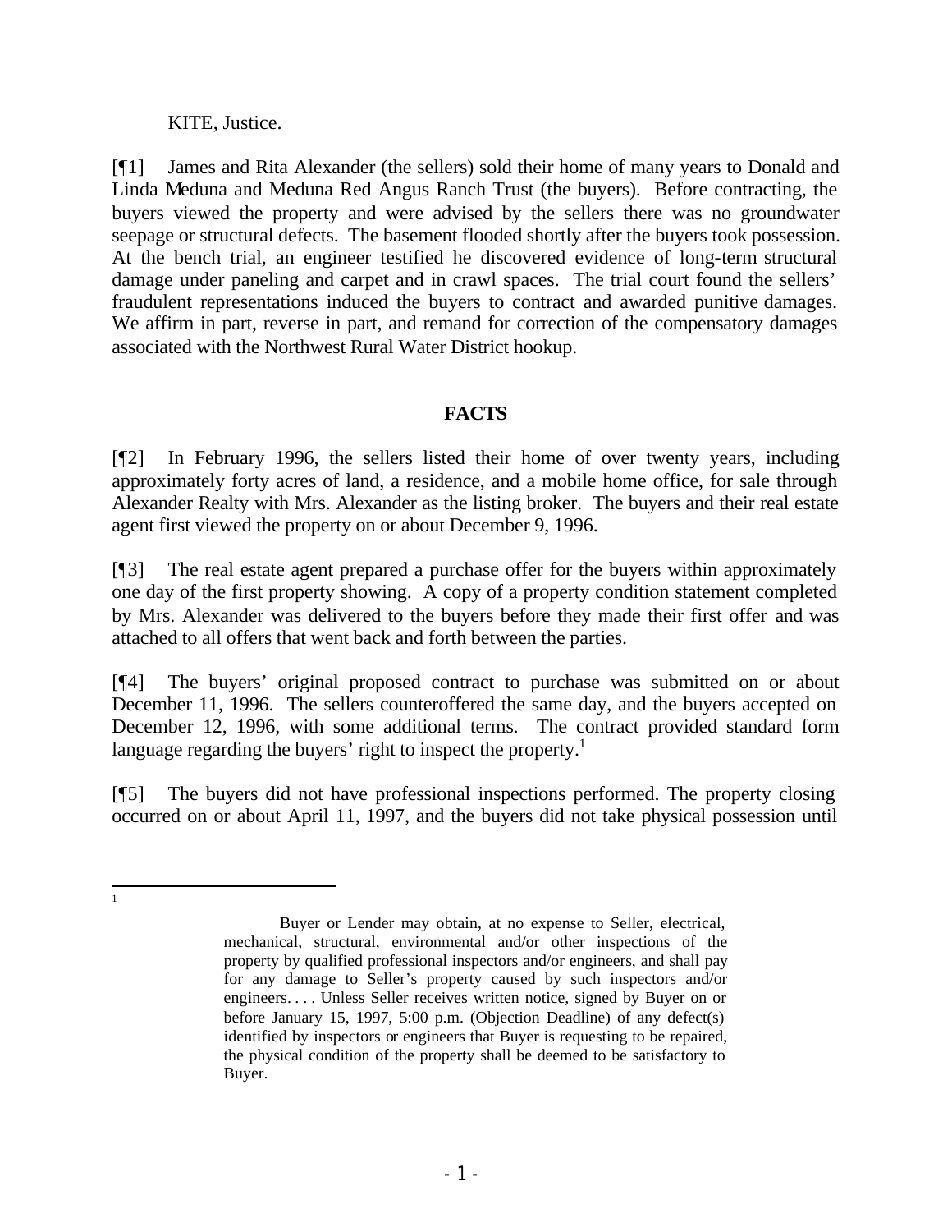KITE, Justice.

[¶1] James and Rita Alexander (the sellers) sold their home of many years to Donald and Linda Meduna and Meduna Red Angus Ranch Trust (the buyers). Before contracting, the buyers viewed the property and were advised by the sellers there was no groundwater seepage or structural defects. The basement flooded shortly after the buyers took possession. At the bench trial, an engineer testified he discovered evidence of long-term structural damage under paneling and carpet and in crawl spaces. The trial court found the sellers' fraudulent representations induced the buyers to contract and awarded punitive damages. We affirm in part, reverse in part, and remand for correction of the compensatory damages associated with the Northwest Rural Water District hookup.

**FACTS**

[¶2] In February 1996, the sellers listed their home of over twenty years, including approximately forty acres of land, a residence, and a mobile home office, for sale through Alexander Realty with Mrs. Alexander as the listing broker. The buyers and their real estate agent first viewed the property on or about December 9, 1996.

[¶3] The real estate agent prepared a purchase offer for the buyers within approximately one day of the first property showing. A copy of a property condition statement completed by Mrs. Alexander was delivered to the buyers before they made their first offer and was attached to all offers that went back and forth between the parties.

[¶4] The buyers' original proposed contract to purchase was submitted on or about December 11, 1996. The sellers counteroffered the same day, and the buyers accepted on December 12, 1996, with some additional terms. The contract provided standard form language regarding the buyers' right to inspect the property.[1]

[¶5] The buyers did not have professional inspections performed. The property closing occurred on or about April 11, 1997, and the buyers did not take physical possession until

---

[1]

> Buyer or Lender may obtain, at no expense to Seller, electrical, mechanical, structural, environmental and/or other inspections of the property by qualified professional inspectors and/or engineers, and shall pay for any damage to Seller's property caused by such inspectors and/or engineers. . . . Unless Seller receives written notice, signed by Buyer on or before January 15, 1997, 5:00 p.m. (Objection Deadline) of any defect(s) identified by inspectors or engineers that Buyer is requesting to be repaired, the physical condition of the property shall be deemed to be satisfactory to Buyer.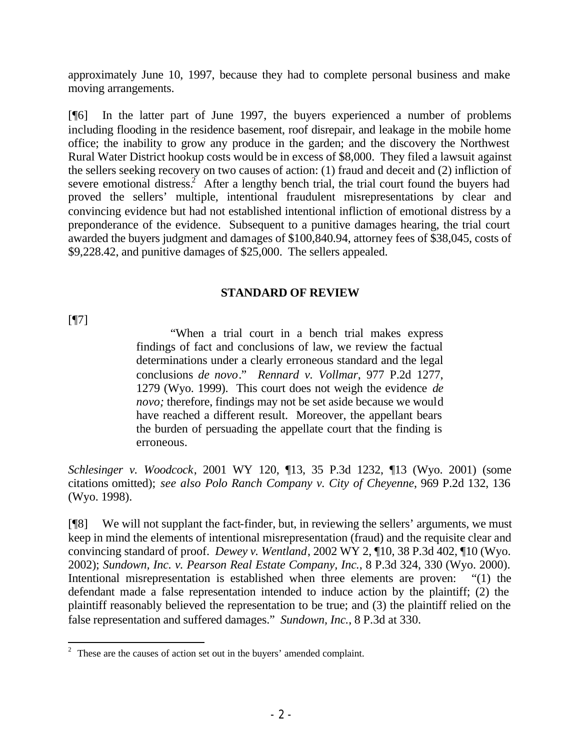approximately June 10, 1997, because they had to complete personal business and make moving arrangements.

[¶6] In the latter part of June 1997, the buyers experienced a number of problems including flooding in the residence basement, roof disrepair, and leakage in the mobile home office; the inability to grow any produce in the garden; and the discovery the Northwest Rural Water District hookup costs would be in excess of $8,000. They filed a lawsuit against the sellers seeking recovery on two causes of action: (1) fraud and deceit and (2) infliction of severe emotional distress.[2] After a lengthy bench trial, the trial court found the buyers had proved the sellers' multiple, intentional fraudulent misrepresentations by clear and convincing evidence but had not established intentional infliction of emotional distress by a preponderance of the evidence. Subsequent to a punitive damages hearing, the trial court awarded the buyers judgment and damages of $100,840.94, attorney fees of $38,045, costs of $9,228.42, and punitive damages of $25,000. The sellers appealed.

## STANDARD OF REVIEW

[¶7]

> "When a trial court in a bench trial makes express findings of fact and conclusions of law, we review the factual determinations under a clearly erroneous standard and the legal conclusions *de novo*." *Rennard v. Vollmar*, 977 P.2d 1277, 1279 (Wyo. 1999). This court does not weigh the evidence *de novo;* therefore, findings may not be set aside because we would have reached a different result. Moreover, the appellant bears the burden of persuading the appellate court that the finding is erroneous.

*Schlesinger v. Woodcock*, 2001 WY 120, ¶13, 35 P.3d 1232, ¶13 (Wyo. 2001) (some citations omitted); *see also Polo Ranch Company v. City of Cheyenne*, 969 P.2d 132, 136 (Wyo. 1998).

[¶8] We will not supplant the fact-finder, but, in reviewing the sellers' arguments, we must keep in mind the elements of intentional misrepresentation (fraud) and the requisite clear and convincing standard of proof. *Dewey v. Wentland*, 2002 WY 2, ¶10, 38 P.3d 402, ¶10 (Wyo. 2002); *Sundown, Inc. v. Pearson Real Estate Company, Inc.*, 8 P.3d 324, 330 (Wyo. 2000). Intentional misrepresentation is established when three elements are proven: "(1) the defendant made a false representation intended to induce action by the plaintiff; (2) the plaintiff reasonably believed the representation to be true; and (3) the plaintiff relied on the false representation and suffered damages." *Sundown, Inc.*, 8 P.3d at 330.

---

[2] These are the causes of action set out in the buyers' amended complaint.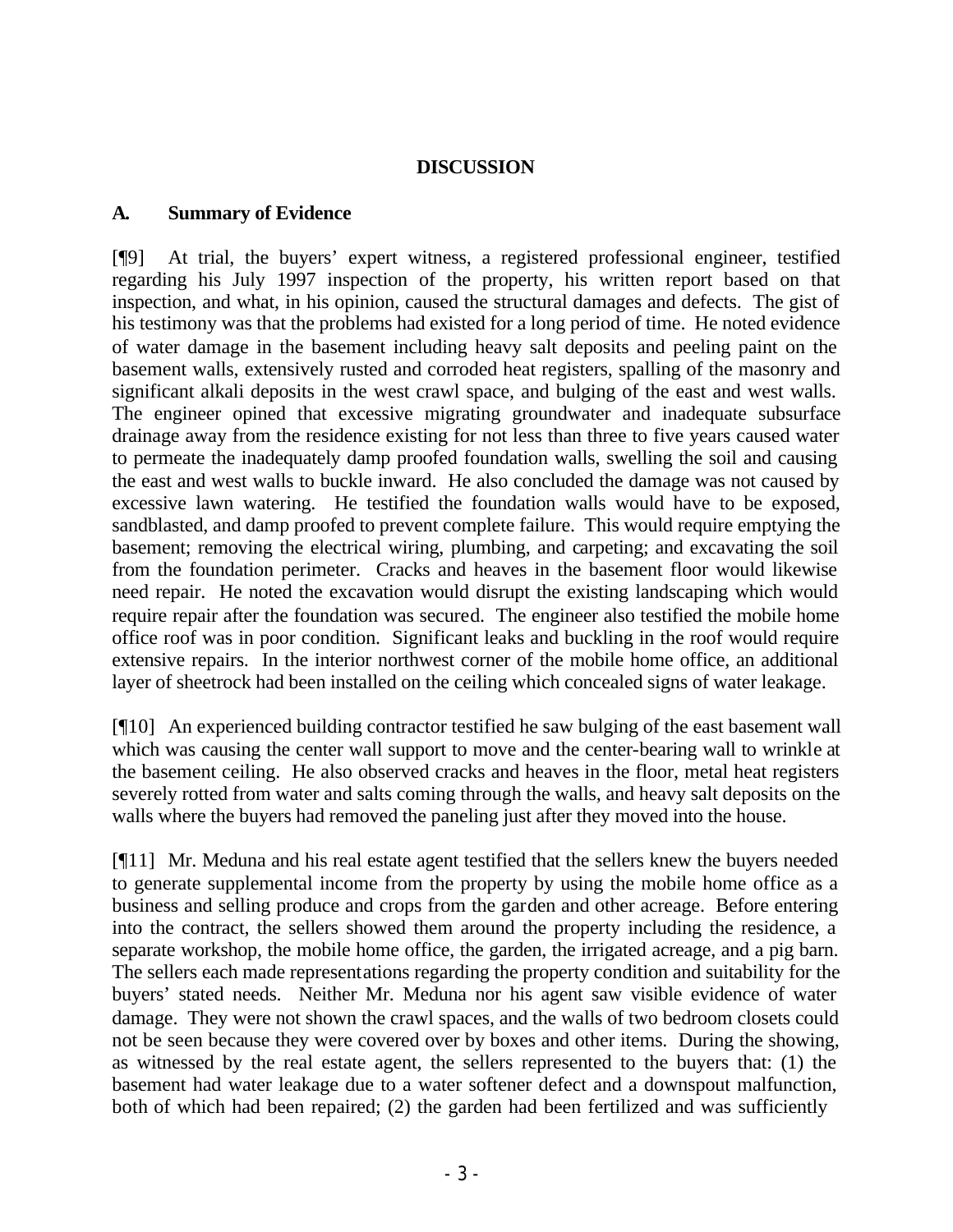## DISCUSSION

### A. Summary of Evidence

[¶9] At trial, the buyers' expert witness, a registered professional engineer, testified regarding his July 1997 inspection of the property, his written report based on that inspection, and what, in his opinion, caused the structural damages and defects. The gist of his testimony was that the problems had existed for a long period of time. He noted evidence of water damage in the basement including heavy salt deposits and peeling paint on the basement walls, extensively rusted and corroded heat registers, spalling of the masonry and significant alkali deposits in the west crawl space, and bulging of the east and west walls. The engineer opined that excessive migrating groundwater and inadequate subsurface drainage away from the residence existing for not less than three to five years caused water to permeate the inadequately damp proofed foundation walls, swelling the soil and causing the east and west walls to buckle inward. He also concluded the damage was not caused by excessive lawn watering. He testified the foundation walls would have to be exposed, sandblasted, and damp proofed to prevent complete failure. This would require emptying the basement; removing the electrical wiring, plumbing, and carpeting; and excavating the soil from the foundation perimeter. Cracks and heaves in the basement floor would likewise need repair. He noted the excavation would disrupt the existing landscaping which would require repair after the foundation was secured. The engineer also testified the mobile home office roof was in poor condition. Significant leaks and buckling in the roof would require extensive repairs. In the interior northwest corner of the mobile home office, an additional layer of sheetrock had been installed on the ceiling which concealed signs of water leakage.

[¶10] An experienced building contractor testified he saw bulging of the east basement wall which was causing the center wall support to move and the center-bearing wall to wrinkle at the basement ceiling. He also observed cracks and heaves in the floor, metal heat registers severely rotted from water and salts coming through the walls, and heavy salt deposits on the walls where the buyers had removed the paneling just after they moved into the house.

[¶11] Mr. Meduna and his real estate agent testified that the sellers knew the buyers needed to generate supplemental income from the property by using the mobile home office as a business and selling produce and crops from the garden and other acreage. Before entering into the contract, the sellers showed them around the property including the residence, a separate workshop, the mobile home office, the garden, the irrigated acreage, and a pig barn. The sellers each made representations regarding the property condition and suitability for the buyers' stated needs. Neither Mr. Meduna nor his agent saw visible evidence of water damage. They were not shown the crawl spaces, and the walls of two bedroom closets could not be seen because they were covered over by boxes and other items. During the showing, as witnessed by the real estate agent, the sellers represented to the buyers that: (1) the basement had water leakage due to a water softener defect and a downspout malfunction, both of which had been repaired; (2) the garden had been fertilized and was sufficiently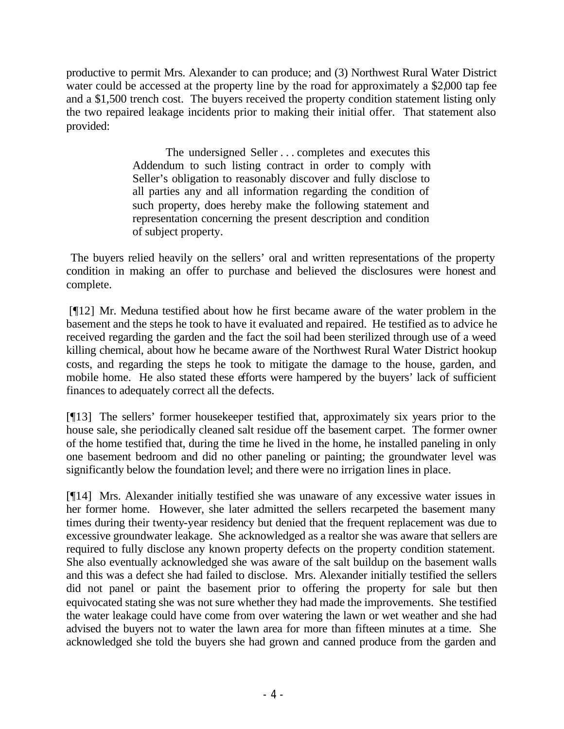productive to permit Mrs. Alexander to can produce; and (3) Northwest Rural Water District water could be accessed at the property line by the road for approximately a $2,000 tap fee and a $1,500 trench cost. The buyers received the property condition statement listing only the two repaired leakage incidents prior to making their initial offer. That statement also provided:

> The undersigned Seller . . . completes and executes this Addendum to such listing contract in order to comply with Seller's obligation to reasonably discover and fully disclose to all parties any and all information regarding the condition of such property, does hereby make the following statement and representation concerning the present description and condition of subject property.

The buyers relied heavily on the sellers' oral and written representations of the property condition in making an offer to purchase and believed the disclosures were honest and complete.

[¶12] Mr. Meduna testified about how he first became aware of the water problem in the basement and the steps he took to have it evaluated and repaired. He testified as to advice he received regarding the garden and the fact the soil had been sterilized through use of a weed killing chemical, about how he became aware of the Northwest Rural Water District hookup costs, and regarding the steps he took to mitigate the damage to the house, garden, and mobile home. He also stated these efforts were hampered by the buyers' lack of sufficient finances to adequately correct all the defects.

[¶13] The sellers' former housekeeper testified that, approximately six years prior to the house sale, she periodically cleaned salt residue off the basement carpet. The former owner of the home testified that, during the time he lived in the home, he installed paneling in only one basement bedroom and did no other paneling or painting; the groundwater level was significantly below the foundation level; and there were no irrigation lines in place.

[¶14] Mrs. Alexander initially testified she was unaware of any excessive water issues in her former home. However, she later admitted the sellers recarpeted the basement many times during their twenty-year residency but denied that the frequent replacement was due to excessive groundwater leakage. She acknowledged as a realtor she was aware that sellers are required to fully disclose any known property defects on the property condition statement. She also eventually acknowledged she was aware of the salt buildup on the basement walls and this was a defect she had failed to disclose. Mrs. Alexander initially testified the sellers did not panel or paint the basement prior to offering the property for sale but then equivocated stating she was not sure whether they had made the improvements. She testified the water leakage could have come from over watering the lawn or wet weather and she had advised the buyers not to water the lawn area for more than fifteen minutes at a time. She acknowledged she told the buyers she had grown and canned produce from the garden and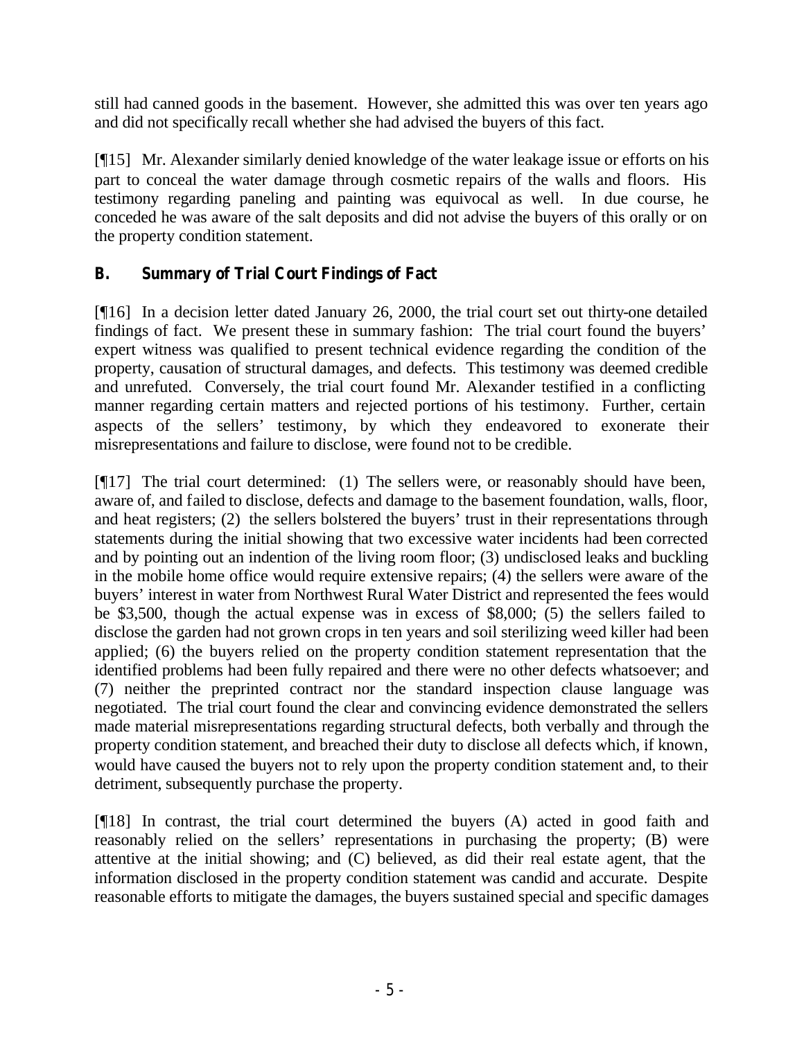still had canned goods in the basement. However, she admitted this was over ten years ago and did not specifically recall whether she had advised the buyers of this fact.

[¶15] Mr. Alexander similarly denied knowledge of the water leakage issue or efforts on his part to conceal the water damage through cosmetic repairs of the walls and floors. His testimony regarding paneling and painting was equivocal as well. In due course, he conceded he was aware of the salt deposits and did not advise the buyers of this orally or on the property condition statement.

## B. Summary of Trial Court Findings of Fact

[¶16] In a decision letter dated January 26, 2000, the trial court set out thirty-one detailed findings of fact. We present these in summary fashion: The trial court found the buyers' expert witness was qualified to present technical evidence regarding the condition of the property, causation of structural damages, and defects. This testimony was deemed credible and unrefuted. Conversely, the trial court found Mr. Alexander testified in a conflicting manner regarding certain matters and rejected portions of his testimony. Further, certain aspects of the sellers' testimony, by which they endeavored to exonerate their misrepresentations and failure to disclose, were found not to be credible.

[¶17] The trial court determined: (1) The sellers were, or reasonably should have been, aware of, and failed to disclose, defects and damage to the basement foundation, walls, floor, and heat registers; (2) the sellers bolstered the buyers' trust in their representations through statements during the initial showing that two excessive water incidents had been corrected and by pointing out an indention of the living room floor; (3) undisclosed leaks and buckling in the mobile home office would require extensive repairs; (4) the sellers were aware of the buyers' interest in water from Northwest Rural Water District and represented the fees would be $3,500, though the actual expense was in excess of $8,000; (5) the sellers failed to disclose the garden had not grown crops in ten years and soil sterilizing weed killer had been applied; (6) the buyers relied on the property condition statement representation that the identified problems had been fully repaired and there were no other defects whatsoever; and (7) neither the preprinted contract nor the standard inspection clause language was negotiated. The trial court found the clear and convincing evidence demonstrated the sellers made material misrepresentations regarding structural defects, both verbally and through the property condition statement, and breached their duty to disclose all defects which, if known, would have caused the buyers not to rely upon the property condition statement and, to their detriment, subsequently purchase the property.

[¶18] In contrast, the trial court determined the buyers (A) acted in good faith and reasonably relied on the sellers' representations in purchasing the property; (B) were attentive at the initial showing; and (C) believed, as did their real estate agent, that the information disclosed in the property condition statement was candid and accurate. Despite reasonable efforts to mitigate the damages, the buyers sustained special and specific damages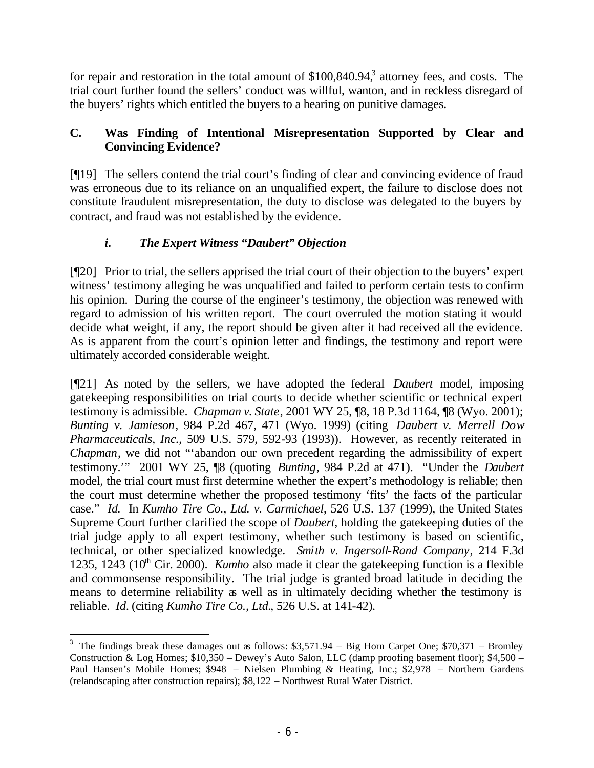for repair and restoration in the total amount of $100,840.94,[3] attorney fees, and costs. The trial court further found the sellers' conduct was willful, wanton, and in reckless disregard of the buyers' rights which entitled the buyers to a hearing on punitive damages.

### C. Was Finding of Intentional Misrepresentation Supported by Clear and Convincing Evidence?

[¶19] The sellers contend the trial court's finding of clear and convincing evidence of fraud was erroneous due to its reliance on an unqualified expert, the failure to disclose does not constitute fraudulent misrepresentation, the duty to disclose was delegated to the buyers by contract, and fraud was not established by the evidence.

#### *i. The Expert Witness "Daubert" Objection*

[¶20] Prior to trial, the sellers apprised the trial court of their objection to the buyers' expert witness' testimony alleging he was unqualified and failed to perform certain tests to confirm his opinion. During the course of the engineer's testimony, the objection was renewed with regard to admission of his written report. The court overruled the motion stating it would decide what weight, if any, the report should be given after it had received all the evidence. As is apparent from the court's opinion letter and findings, the testimony and report were ultimately accorded considerable weight.

[¶21] As noted by the sellers, we have adopted the federal *Daubert* model, imposing gatekeeping responsibilities on trial courts to decide whether scientific or technical expert testimony is admissible. *Chapman v. State*, 2001 WY 25, ¶8, 18 P.3d 1164, ¶8 (Wyo. 2001); *Bunting v. Jamieson*, 984 P.2d 467, 471 (Wyo. 1999) (citing *Daubert v. Merrell Dow Pharmaceuticals, Inc.*, 509 U.S. 579, 592-93 (1993)). However, as recently reiterated in *Chapman*, we did not "'abandon our own precedent regarding the admissibility of expert testimony.'" 2001 WY 25, ¶8 (quoting *Bunting*, 984 P.2d at 471). "Under the *Daubert* model, the trial court must first determine whether the expert's methodology is reliable; then the court must determine whether the proposed testimony 'fits' the facts of the particular case." *Id.* In *Kumho Tire Co., Ltd. v. Carmichael*, 526 U.S. 137 (1999), the United States Supreme Court further clarified the scope of *Daubert*, holding the gatekeeping duties of the trial judge apply to all expert testimony, whether such testimony is based on scientific, technical, or other specialized knowledge. *Smith v. Ingersoll-Rand Company*, 214 F.3d 1235, 1243 (10th Cir. 2000). *Kumho* also made it clear the gatekeeping function is a flexible and commonsense responsibility. The trial judge is granted broad latitude in deciding the means to determine reliability as well as in ultimately deciding whether the testimony is reliable. *Id*. (citing *Kumho Tire Co., Ltd.*, 526 U.S. at 141-42).

---

[3] The findings break these damages out as follows: $3,571.94 – Big Horn Carpet One; $70,371 – Bromley Construction & Log Homes; $10,350 – Dewey's Auto Salon, LLC (damp proofing basement floor); $4,500 – Paul Hansen's Mobile Homes; $948 – Nielsen Plumbing & Heating, Inc.; $2,978 – Northern Gardens (relandscaping after construction repairs); $8,122 – Northwest Rural Water District.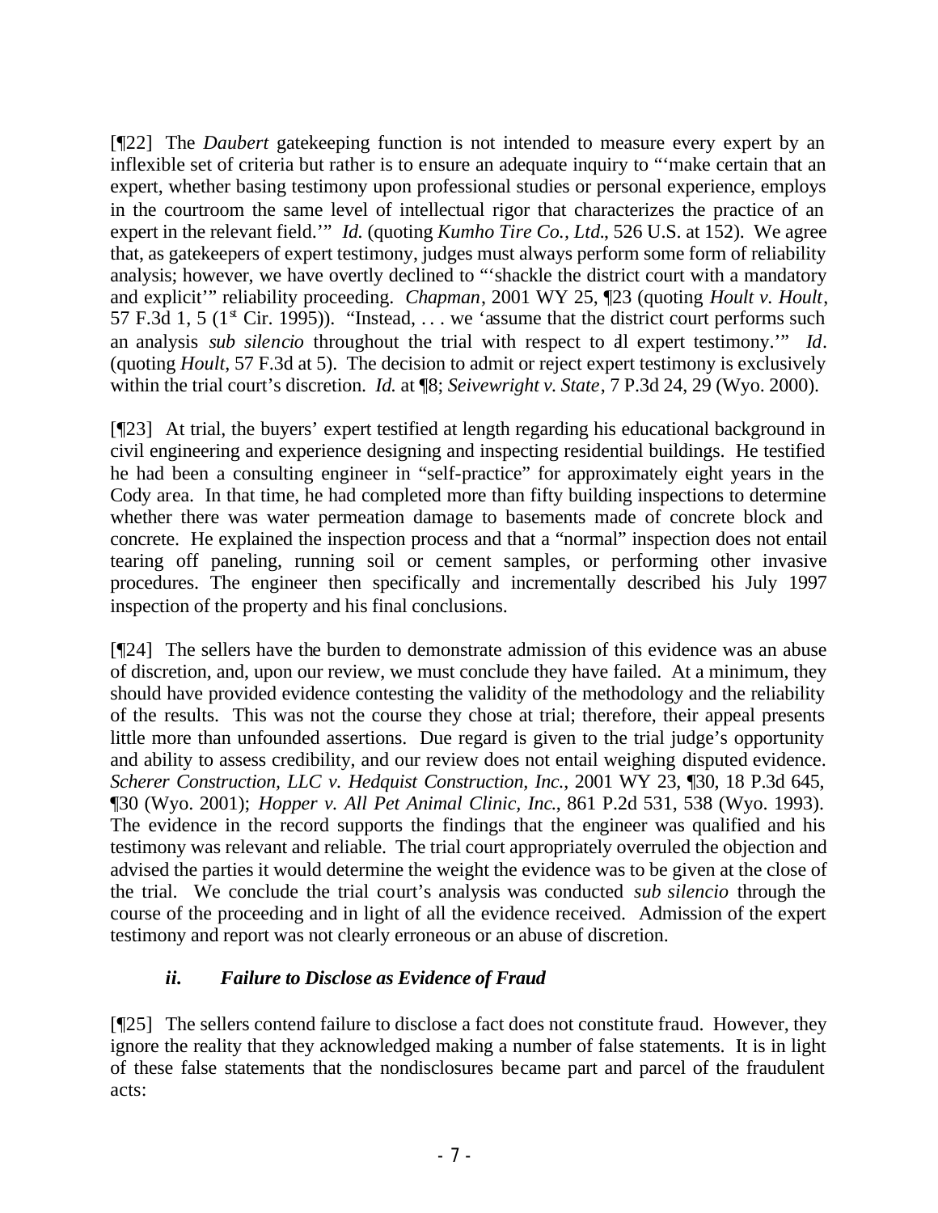[¶22] The *Daubert* gatekeeping function is not intended to measure every expert by an inflexible set of criteria but rather is to ensure an adequate inquiry to "'make certain that an expert, whether basing testimony upon professional studies or personal experience, employs in the courtroom the same level of intellectual rigor that characterizes the practice of an expert in the relevant field.'" *Id.* (quoting *Kumho Tire Co., Ltd.*, 526 U.S. at 152). We agree that, as gatekeepers of expert testimony, judges must always perform some form of reliability analysis; however, we have overtly declined to "'shackle the district court with a mandatory and explicit'" reliability proceeding. *Chapman*, 2001 WY 25, ¶23 (quoting *Hoult v. Hoult*, 57 F.3d 1, 5 (1st Cir. 1995)). "Instead, . . . we 'assume that the district court performs such an analysis *sub silencio* throughout the trial with respect to all expert testimony.'" *Id.* (quoting *Hoult*, 57 F.3d at 5). The decision to admit or reject expert testimony is exclusively within the trial court's discretion. *Id.* at ¶8; *Seivewright v. State*, 7 P.3d 24, 29 (Wyo. 2000).

[¶23] At trial, the buyers' expert testified at length regarding his educational background in civil engineering and experience designing and inspecting residential buildings. He testified he had been a consulting engineer in "self-practice" for approximately eight years in the Cody area. In that time, he had completed more than fifty building inspections to determine whether there was water permeation damage to basements made of concrete block and concrete. He explained the inspection process and that a "normal" inspection does not entail tearing off paneling, running soil or cement samples, or performing other invasive procedures. The engineer then specifically and incrementally described his July 1997 inspection of the property and his final conclusions.

[¶24] The sellers have the burden to demonstrate admission of this evidence was an abuse of discretion, and, upon our review, we must conclude they have failed. At a minimum, they should have provided evidence contesting the validity of the methodology and the reliability of the results. This was not the course they chose at trial; therefore, their appeal presents little more than unfounded assertions. Due regard is given to the trial judge's opportunity and ability to assess credibility, and our review does not entail weighing disputed evidence. *Scherer Construction, LLC v. Hedquist Construction, Inc.*, 2001 WY 23, ¶30, 18 P.3d 645, ¶30 (Wyo. 2001); *Hopper v. All Pet Animal Clinic, Inc.*, 861 P.2d 531, 538 (Wyo. 1993). The evidence in the record supports the findings that the engineer was qualified and his testimony was relevant and reliable. The trial court appropriately overruled the objection and advised the parties it would determine the weight the evidence was to be given at the close of the trial. We conclude the trial court's analysis was conducted *sub silencio* through the course of the proceeding and in light of all the evidence received. Admission of the expert testimony and report was not clearly erroneous or an abuse of discretion.

### *ii. Failure to Disclose as Evidence of Fraud*

[¶25] The sellers contend failure to disclose a fact does not constitute fraud. However, they ignore the reality that they acknowledged making a number of false statements. It is in light of these false statements that the nondisclosures became part and parcel of the fraudulent acts: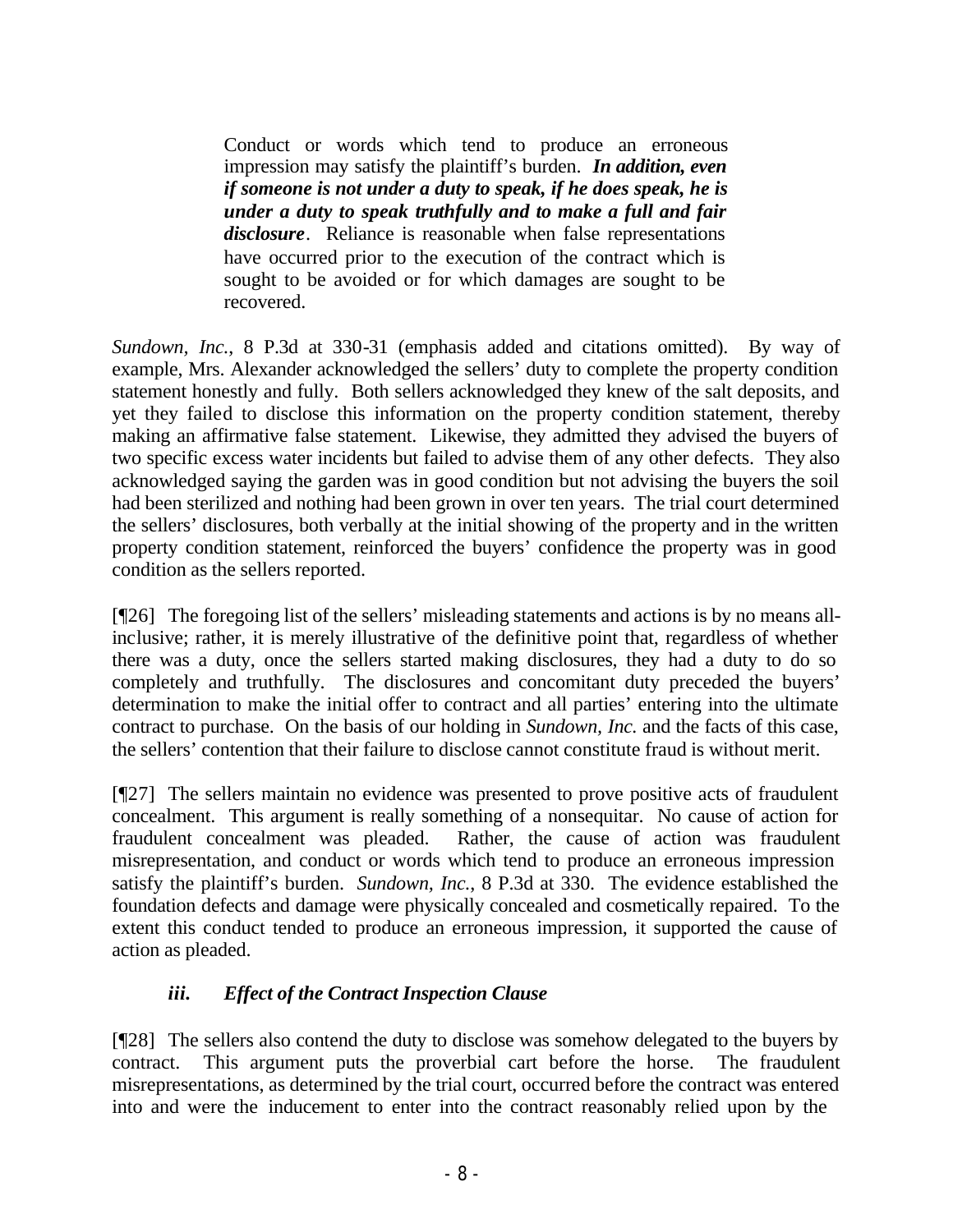> Conduct or words which tend to produce an erroneous impression may satisfy the plaintiff's burden. ***In addition, even if someone is not under a duty to speak, if he does speak, he is under a duty to speak truthfully and to make a full and fair disclosure***. Reliance is reasonable when false representations have occurred prior to the execution of the contract which is sought to be avoided or for which damages are sought to be recovered.

*Sundown, Inc.*, 8 P.3d at 330-31 (emphasis added and citations omitted). By way of example, Mrs. Alexander acknowledged the sellers' duty to complete the property condition statement honestly and fully. Both sellers acknowledged they knew of the salt deposits, and yet they failed to disclose this information on the property condition statement, thereby making an affirmative false statement. Likewise, they admitted they advised the buyers of two specific excess water incidents but failed to advise them of any other defects. They also acknowledged saying the garden was in good condition but not advising the buyers the soil had been sterilized and nothing had been grown in over ten years. The trial court determined the sellers' disclosures, both verbally at the initial showing of the property and in the written property condition statement, reinforced the buyers' confidence the property was in good condition as the sellers reported.

[¶26] The foregoing list of the sellers' misleading statements and actions is by no means all-inclusive; rather, it is merely illustrative of the definitive point that, regardless of whether there was a duty, once the sellers started making disclosures, they had a duty to do so completely and truthfully. The disclosures and concomitant duty preceded the buyers' determination to make the initial offer to contract and all parties' entering into the ultimate contract to purchase. On the basis of our holding in *Sundown, Inc.* and the facts of this case, the sellers' contention that their failure to disclose cannot constitute fraud is without merit.

[¶27] The sellers maintain no evidence was presented to prove positive acts of fraudulent concealment. This argument is really something of a nonsequitar. No cause of action for fraudulent concealment was pleaded. Rather, the cause of action was fraudulent misrepresentation, and conduct or words which tend to produce an erroneous impression satisfy the plaintiff's burden. *Sundown, Inc.*, 8 P.3d at 330. The evidence established the foundation defects and damage were physically concealed and cosmetically repaired. To the extent this conduct tended to produce an erroneous impression, it supported the cause of action as pleaded.

### *iii. Effect of the Contract Inspection Clause*

[¶28] The sellers also contend the duty to disclose was somehow delegated to the buyers by contract. This argument puts the proverbial cart before the horse. The fraudulent misrepresentations, as determined by the trial court, occurred before the contract was entered into and were the inducement to enter into the contract reasonably relied upon by the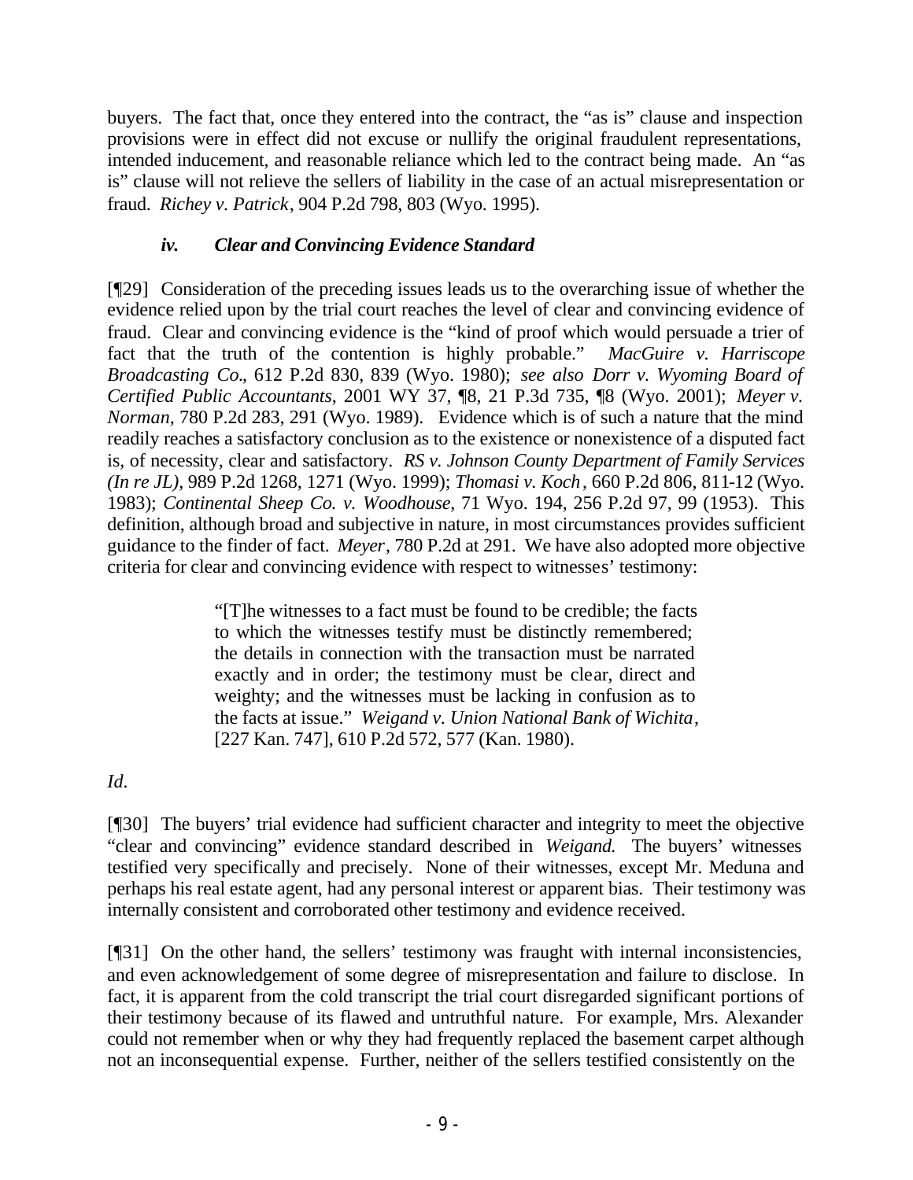buyers. The fact that, once they entered into the contract, the "as is" clause and inspection provisions were in effect did not excuse or nullify the original fraudulent representations, intended inducement, and reasonable reliance which led to the contract being made. An "as is" clause will not relieve the sellers of liability in the case of an actual misrepresentation or fraud. *Richey v. Patrick*, 904 P.2d 798, 803 (Wyo. 1995).

### *iv. Clear and Convincing Evidence Standard*

[¶29] Consideration of the preceding issues leads us to the overarching issue of whether the evidence relied upon by the trial court reaches the level of clear and convincing evidence of fraud. Clear and convincing evidence is the "kind of proof which would persuade a trier of fact that the truth of the contention is highly probable." *MacGuire v. Harriscope Broadcasting Co.*, 612 P.2d 830, 839 (Wyo. 1980); *see also Dorr v. Wyoming Board of Certified Public Accountants*, 2001 WY 37, ¶8, 21 P.3d 735, ¶8 (Wyo. 2001); *Meyer v. Norman*, 780 P.2d 283, 291 (Wyo. 1989). Evidence which is of such a nature that the mind readily reaches a satisfactory conclusion as to the existence or nonexistence of a disputed fact is, of necessity, clear and satisfactory. *RS v. Johnson County Department of Family Services (In re JL)*, 989 P.2d 1268, 1271 (Wyo. 1999); *Thomasi v. Koch*, 660 P.2d 806, 811-12 (Wyo. 1983); *Continental Sheep Co. v. Woodhouse*, 71 Wyo. 194, 256 P.2d 97, 99 (1953). This definition, although broad and subjective in nature, in most circumstances provides sufficient guidance to the finder of fact. *Meyer*, 780 P.2d at 291. We have also adopted more objective criteria for clear and convincing evidence with respect to witnesses' testimony:

> "[T]he witnesses to a fact must be found to be credible; the facts to which the witnesses testify must be distinctly remembered; the details in connection with the transaction must be narrated exactly and in order; the testimony must be clear, direct and weighty; and the witnesses must be lacking in confusion as to the facts at issue." *Weigand v. Union National Bank of Wichita*, [227 Kan. 747], 610 P.2d 572, 577 (Kan. 1980).

*Id.*

[¶30] The buyers' trial evidence had sufficient character and integrity to meet the objective "clear and convincing" evidence standard described in *Weigand.* The buyers' witnesses testified very specifically and precisely. None of their witnesses, except Mr. Meduna and perhaps his real estate agent, had any personal interest or apparent bias. Their testimony was internally consistent and corroborated other testimony and evidence received.

[¶31] On the other hand, the sellers' testimony was fraught with internal inconsistencies, and even acknowledgement of some degree of misrepresentation and failure to disclose. In fact, it is apparent from the cold transcript the trial court disregarded significant portions of their testimony because of its flawed and untruthful nature. For example, Mrs. Alexander could not remember when or why they had frequently replaced the basement carpet although not an inconsequential expense. Further, neither of the sellers testified consistently on the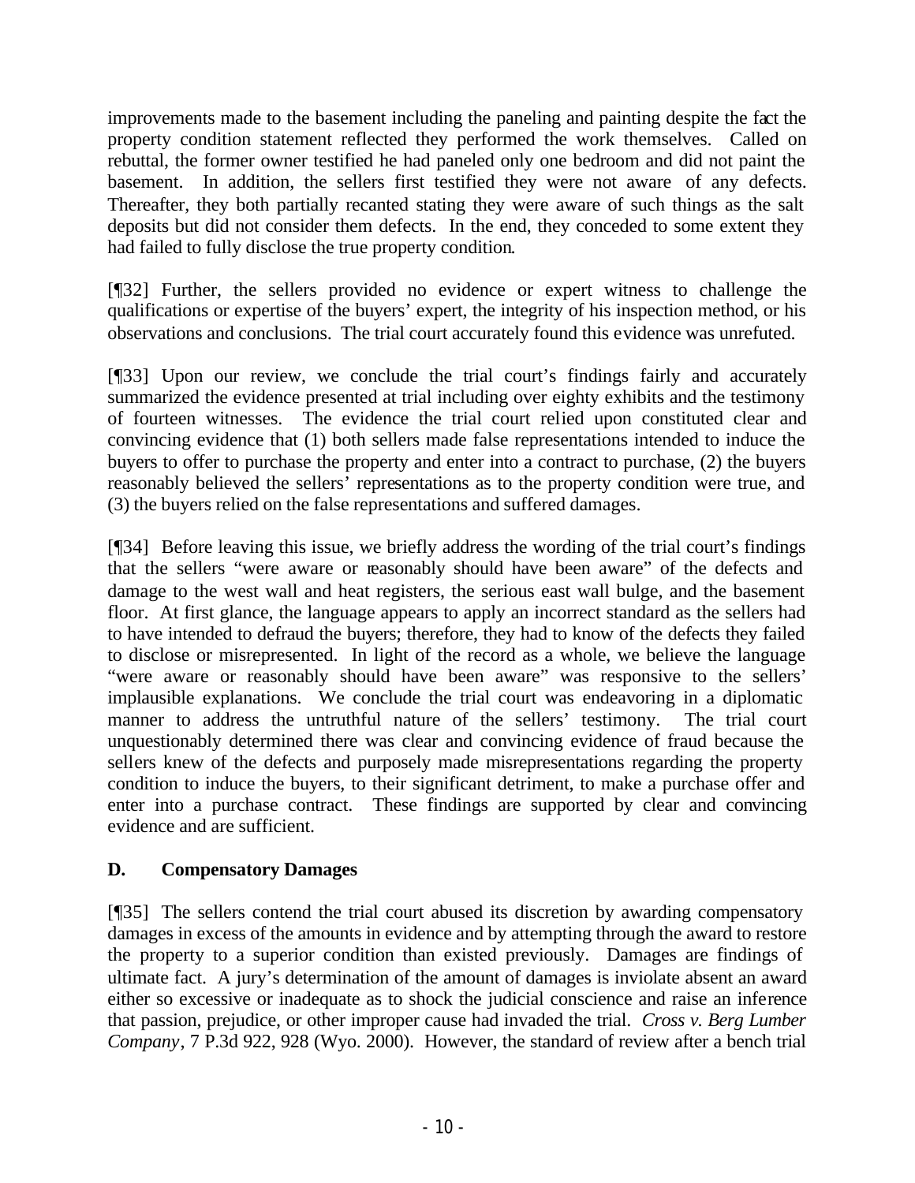improvements made to the basement including the paneling and painting despite the fact the property condition statement reflected they performed the work themselves. Called on rebuttal, the former owner testified he had paneled only one bedroom and did not paint the basement. In addition, the sellers first testified they were not aware of any defects. Thereafter, they both partially recanted stating they were aware of such things as the salt deposits but did not consider them defects. In the end, they conceded to some extent they had failed to fully disclose the true property condition.

[¶32] Further, the sellers provided no evidence or expert witness to challenge the qualifications or expertise of the buyers' expert, the integrity of his inspection method, or his observations and conclusions. The trial court accurately found this evidence was unrefuted.

[¶33] Upon our review, we conclude the trial court's findings fairly and accurately summarized the evidence presented at trial including over eighty exhibits and the testimony of fourteen witnesses. The evidence the trial court relied upon constituted clear and convincing evidence that (1) both sellers made false representations intended to induce the buyers to offer to purchase the property and enter into a contract to purchase, (2) the buyers reasonably believed the sellers' representations as to the property condition were true, and (3) the buyers relied on the false representations and suffered damages.

[¶34] Before leaving this issue, we briefly address the wording of the trial court's findings that the sellers "were aware or reasonably should have been aware" of the defects and damage to the west wall and heat registers, the serious east wall bulge, and the basement floor. At first glance, the language appears to apply an incorrect standard as the sellers had to have intended to defraud the buyers; therefore, they had to know of the defects they failed to disclose or misrepresented. In light of the record as a whole, we believe the language "were aware or reasonably should have been aware" was responsive to the sellers' implausible explanations. We conclude the trial court was endeavoring in a diplomatic manner to address the untruthful nature of the sellers' testimony. The trial court unquestionably determined there was clear and convincing evidence of fraud because the sellers knew of the defects and purposely made misrepresentations regarding the property condition to induce the buyers, to their significant detriment, to make a purchase offer and enter into a purchase contract. These findings are supported by clear and convincing evidence and are sufficient.

## D. Compensatory Damages

[¶35] The sellers contend the trial court abused its discretion by awarding compensatory damages in excess of the amounts in evidence and by attempting through the award to restore the property to a superior condition than existed previously. Damages are findings of ultimate fact. A jury's determination of the amount of damages is inviolate absent an award either so excessive or inadequate as to shock the judicial conscience and raise an inference that passion, prejudice, or other improper cause had invaded the trial. *Cross v. Berg Lumber Company*, 7 P.3d 922, 928 (Wyo. 2000). However, the standard of review after a bench trial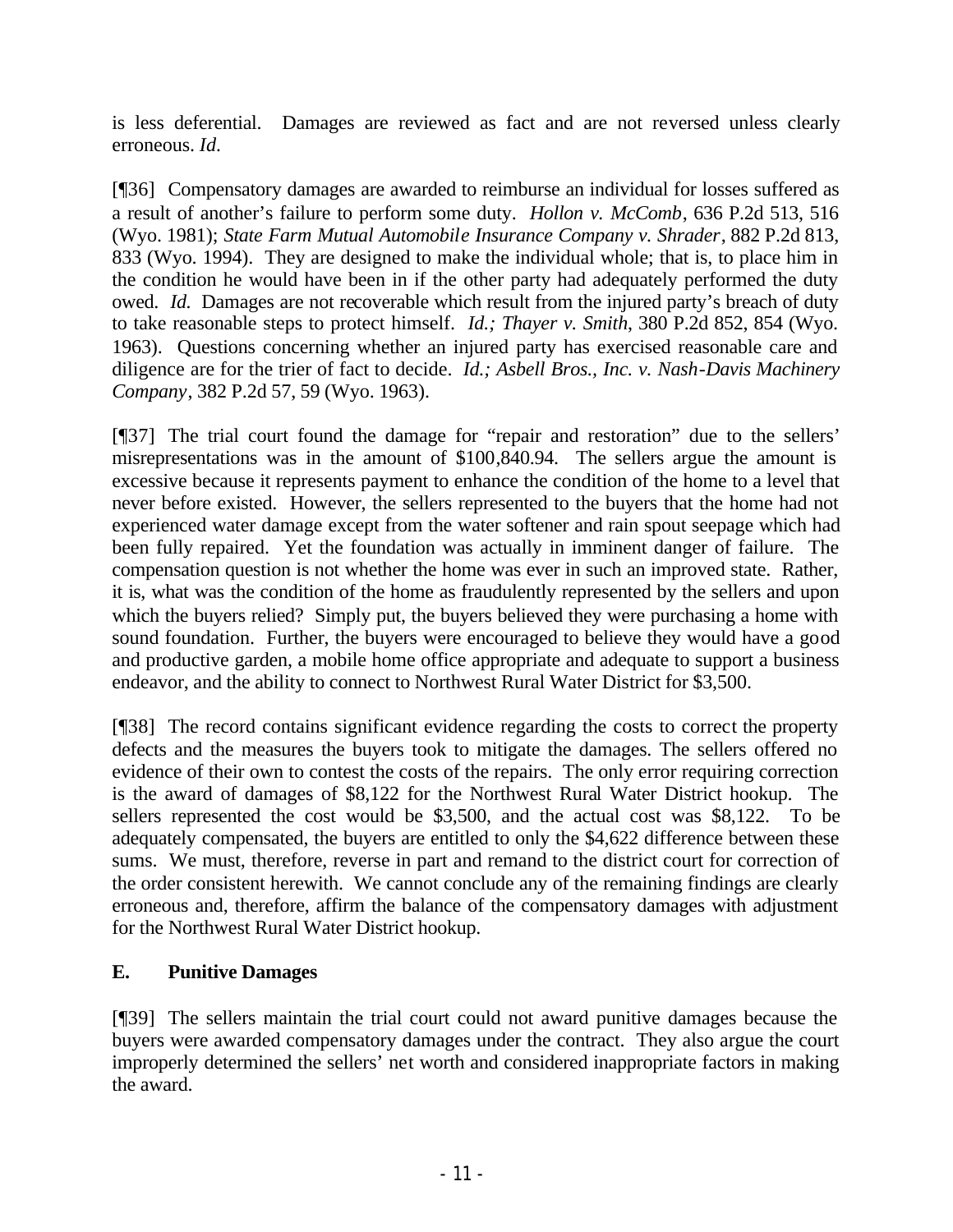is less deferential. Damages are reviewed as fact and are not reversed unless clearly erroneous. *Id.*

[¶36] Compensatory damages are awarded to reimburse an individual for losses suffered as a result of another's failure to perform some duty. *Hollon v. McComb*, 636 P.2d 513, 516 (Wyo. 1981); *State Farm Mutual Automobile Insurance Company v. Shrader*, 882 P.2d 813, 833 (Wyo. 1994). They are designed to make the individual whole; that is, to place him in the condition he would have been in if the other party had adequately performed the duty owed. *Id.* Damages are not recoverable which result from the injured party's breach of duty to take reasonable steps to protect himself. *Id.; Thayer v. Smith*, 380 P.2d 852, 854 (Wyo. 1963). Questions concerning whether an injured party has exercised reasonable care and diligence are for the trier of fact to decide. *Id.; Asbell Bros., Inc. v. Nash-Davis Machinery Company*, 382 P.2d 57, 59 (Wyo. 1963).

[¶37] The trial court found the damage for "repair and restoration" due to the sellers' misrepresentations was in the amount of $100,840.94. The sellers argue the amount is excessive because it represents payment to enhance the condition of the home to a level that never before existed. However, the sellers represented to the buyers that the home had not experienced water damage except from the water softener and rain spout seepage which had been fully repaired. Yet the foundation was actually in imminent danger of failure. The compensation question is not whether the home was ever in such an improved state. Rather, it is, what was the condition of the home as fraudulently represented by the sellers and upon which the buyers relied? Simply put, the buyers believed they were purchasing a home with sound foundation. Further, the buyers were encouraged to believe they would have a good and productive garden, a mobile home office appropriate and adequate to support a business endeavor, and the ability to connect to Northwest Rural Water District for $3,500.

[¶38] The record contains significant evidence regarding the costs to correct the property defects and the measures the buyers took to mitigate the damages. The sellers offered no evidence of their own to contest the costs of the repairs. The only error requiring correction is the award of damages of $8,122 for the Northwest Rural Water District hookup. The sellers represented the cost would be $3,500, and the actual cost was $8,122. To be adequately compensated, the buyers are entitled to only the $4,622 difference between these sums. We must, therefore, reverse in part and remand to the district court for correction of the order consistent herewith. We cannot conclude any of the remaining findings are clearly erroneous and, therefore, affirm the balance of the compensatory damages with adjustment for the Northwest Rural Water District hookup.

## E. Punitive Damages

[¶39] The sellers maintain the trial court could not award punitive damages because the buyers were awarded compensatory damages under the contract. They also argue the court improperly determined the sellers' net worth and considered inappropriate factors in making the award.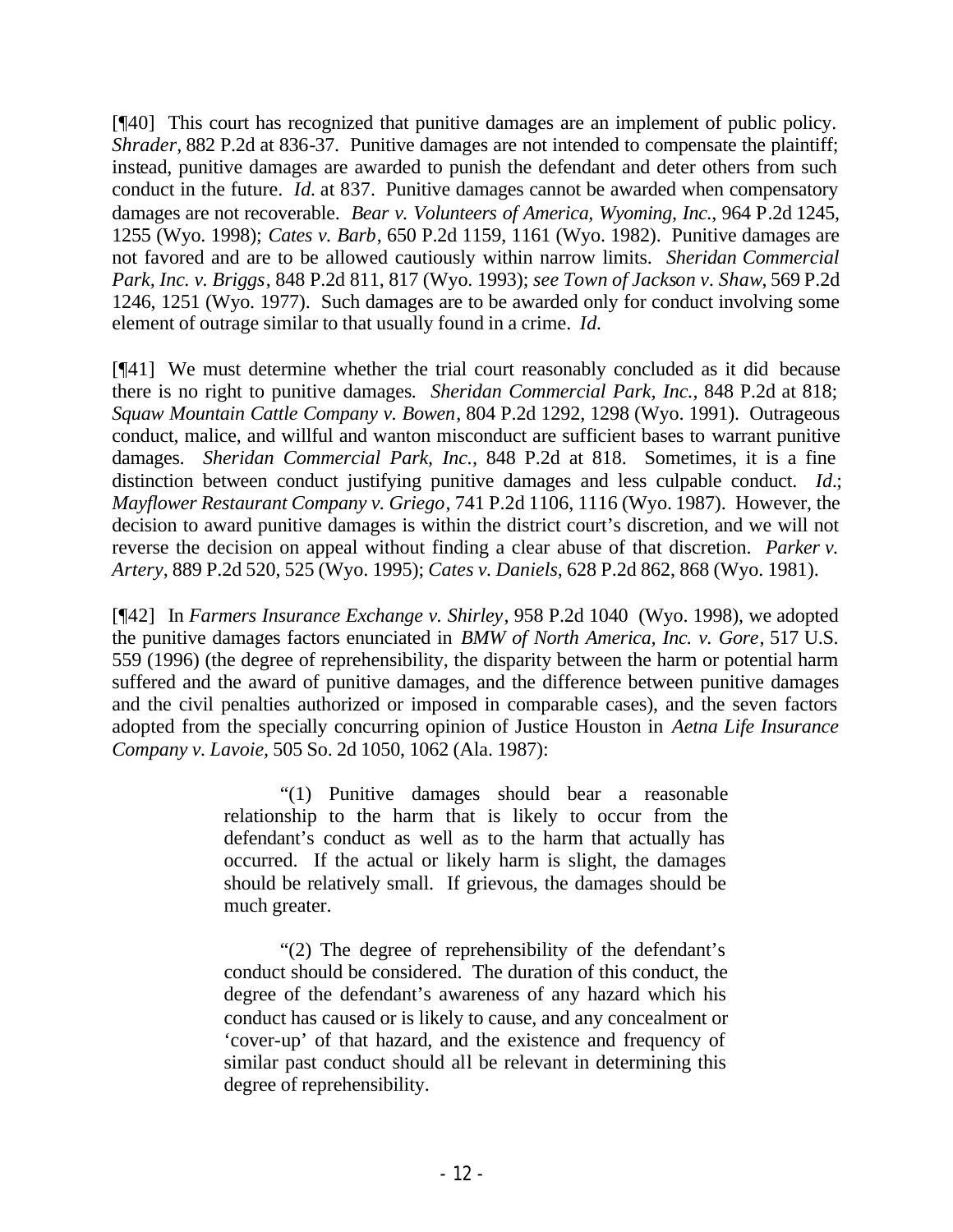[¶40] This court has recognized that punitive damages are an implement of public policy. *Shrader*, 882 P.2d at 836-37. Punitive damages are not intended to compensate the plaintiff; instead, punitive damages are awarded to punish the defendant and deter others from such conduct in the future. *Id.* at 837. Punitive damages cannot be awarded when compensatory damages are not recoverable. *Bear v. Volunteers of America, Wyoming, Inc.*, 964 P.2d 1245, 1255 (Wyo. 1998); *Cates v. Barb*, 650 P.2d 1159, 1161 (Wyo. 1982). Punitive damages are not favored and are to be allowed cautiously within narrow limits. *Sheridan Commercial Park, Inc. v. Briggs*, 848 P.2d 811, 817 (Wyo. 1993); *see Town of Jackson v. Shaw*, 569 P.2d 1246, 1251 (Wyo. 1977). Such damages are to be awarded only for conduct involving some element of outrage similar to that usually found in a crime. *Id.*

[¶41] We must determine whether the trial court reasonably concluded as it did because there is no right to punitive damages. *Sheridan Commercial Park, Inc.*, 848 P.2d at 818; *Squaw Mountain Cattle Company v. Bowen*, 804 P.2d 1292, 1298 (Wyo. 1991). Outrageous conduct, malice, and willful and wanton misconduct are sufficient bases to warrant punitive damages. *Sheridan Commercial Park, Inc.,* 848 P.2d at 818. Sometimes, it is a fine distinction between conduct justifying punitive damages and less culpable conduct. *Id*.; *Mayflower Restaurant Company v. Griego*, 741 P.2d 1106, 1116 (Wyo. 1987). However, the decision to award punitive damages is within the district court's discretion, and we will not reverse the decision on appeal without finding a clear abuse of that discretion. *Parker v. Artery*, 889 P.2d 520, 525 (Wyo. 1995); *Cates v. Daniels*, 628 P.2d 862, 868 (Wyo. 1981).

[¶42] In *Farmers Insurance Exchange v. Shirley*, 958 P.2d 1040 (Wyo. 1998), we adopted the punitive damages factors enunciated in *BMW of North America, Inc. v. Gore*, 517 U.S. 559 (1996) (the degree of reprehensibility, the disparity between the harm or potential harm suffered and the award of punitive damages, and the difference between punitive damages and the civil penalties authorized or imposed in comparable cases), and the seven factors adopted from the specially concurring opinion of Justice Houston in *Aetna Life Insurance Company v. Lavoie*, 505 So. 2d 1050, 1062 (Ala. 1987):

> "(1) Punitive damages should bear a reasonable relationship to the harm that is likely to occur from the defendant's conduct as well as to the harm that actually has occurred. If the actual or likely harm is slight, the damages should be relatively small. If grievous, the damages should be much greater.
>
> "(2) The degree of reprehensibility of the defendant's conduct should be considered. The duration of this conduct, the degree of the defendant's awareness of any hazard which his conduct has caused or is likely to cause, and any concealment or 'cover-up' of that hazard, and the existence and frequency of similar past conduct should all be relevant in determining this degree of reprehensibility.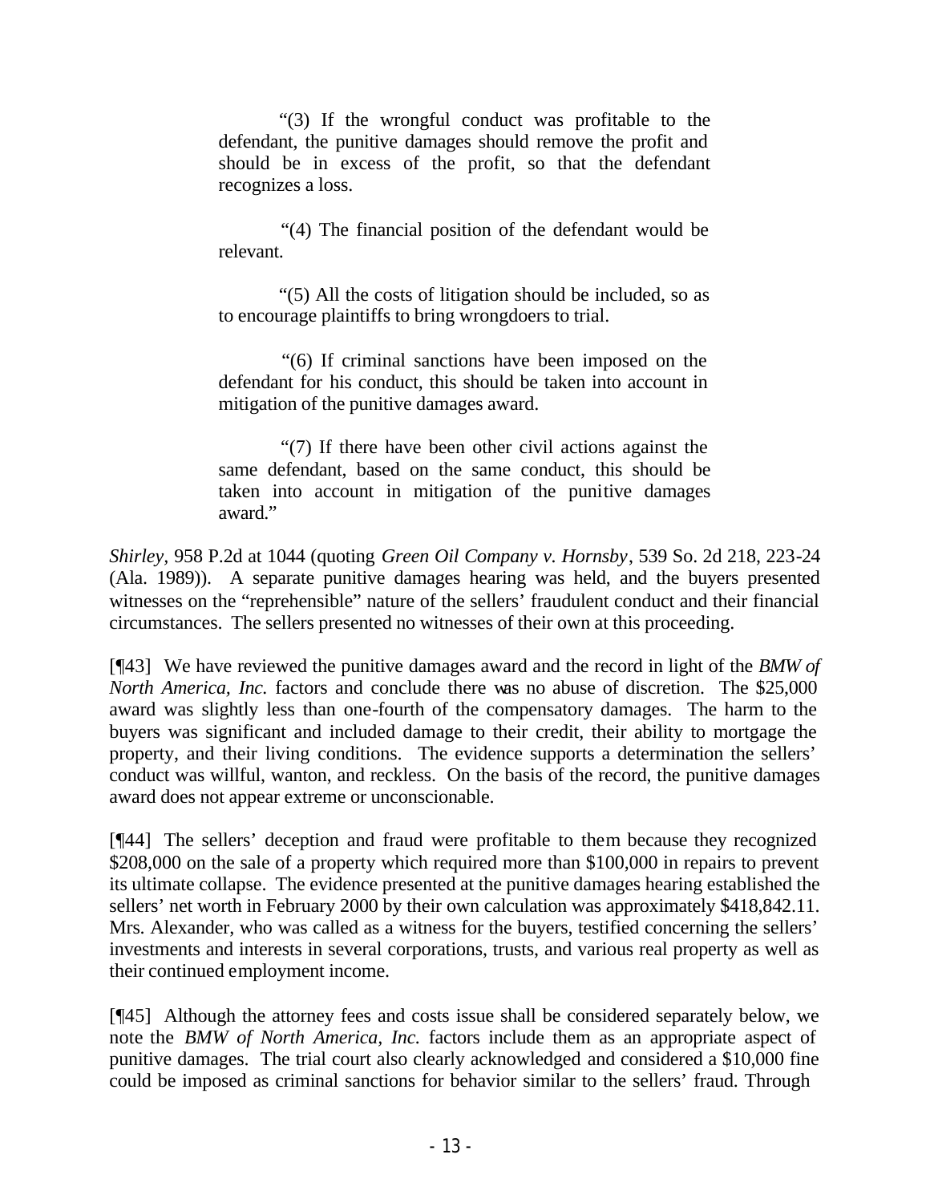> "(3) If the wrongful conduct was profitable to the defendant, the punitive damages should remove the profit and should be in excess of the profit, so that the defendant recognizes a loss.
>
> "(4) The financial position of the defendant would be relevant.
>
> "(5) All the costs of litigation should be included, so as to encourage plaintiffs to bring wrongdoers to trial.
>
> "(6) If criminal sanctions have been imposed on the defendant for his conduct, this should be taken into account in mitigation of the punitive damages award.
>
> "(7) If there have been other civil actions against the same defendant, based on the same conduct, this should be taken into account in mitigation of the punitive damages award."

*Shirley*, 958 P.2d at 1044 (quoting *Green Oil Company v. Hornsby*, 539 So. 2d 218, 223-24 (Ala. 1989)). A separate punitive damages hearing was held, and the buyers presented witnesses on the "reprehensible" nature of the sellers' fraudulent conduct and their financial circumstances. The sellers presented no witnesses of their own at this proceeding.

[¶43] We have reviewed the punitive damages award and the record in light of the *BMW of North America, Inc.* factors and conclude there was no abuse of discretion. The $25,000 award was slightly less than one-fourth of the compensatory damages. The harm to the buyers was significant and included damage to their credit, their ability to mortgage the property, and their living conditions. The evidence supports a determination the sellers' conduct was willful, wanton, and reckless. On the basis of the record, the punitive damages award does not appear extreme or unconscionable.

[¶44] The sellers' deception and fraud were profitable to them because they recognized $208,000 on the sale of a property which required more than $100,000 in repairs to prevent its ultimate collapse. The evidence presented at the punitive damages hearing established the sellers' net worth in February 2000 by their own calculation was approximately $418,842.11. Mrs. Alexander, who was called as a witness for the buyers, testified concerning the sellers' investments and interests in several corporations, trusts, and various real property as well as their continued employment income.

[¶45] Although the attorney fees and costs issue shall be considered separately below, we note the *BMW of North America, Inc.* factors include them as an appropriate aspect of punitive damages. The trial court also clearly acknowledged and considered a $10,000 fine could be imposed as criminal sanctions for behavior similar to the sellers' fraud. Through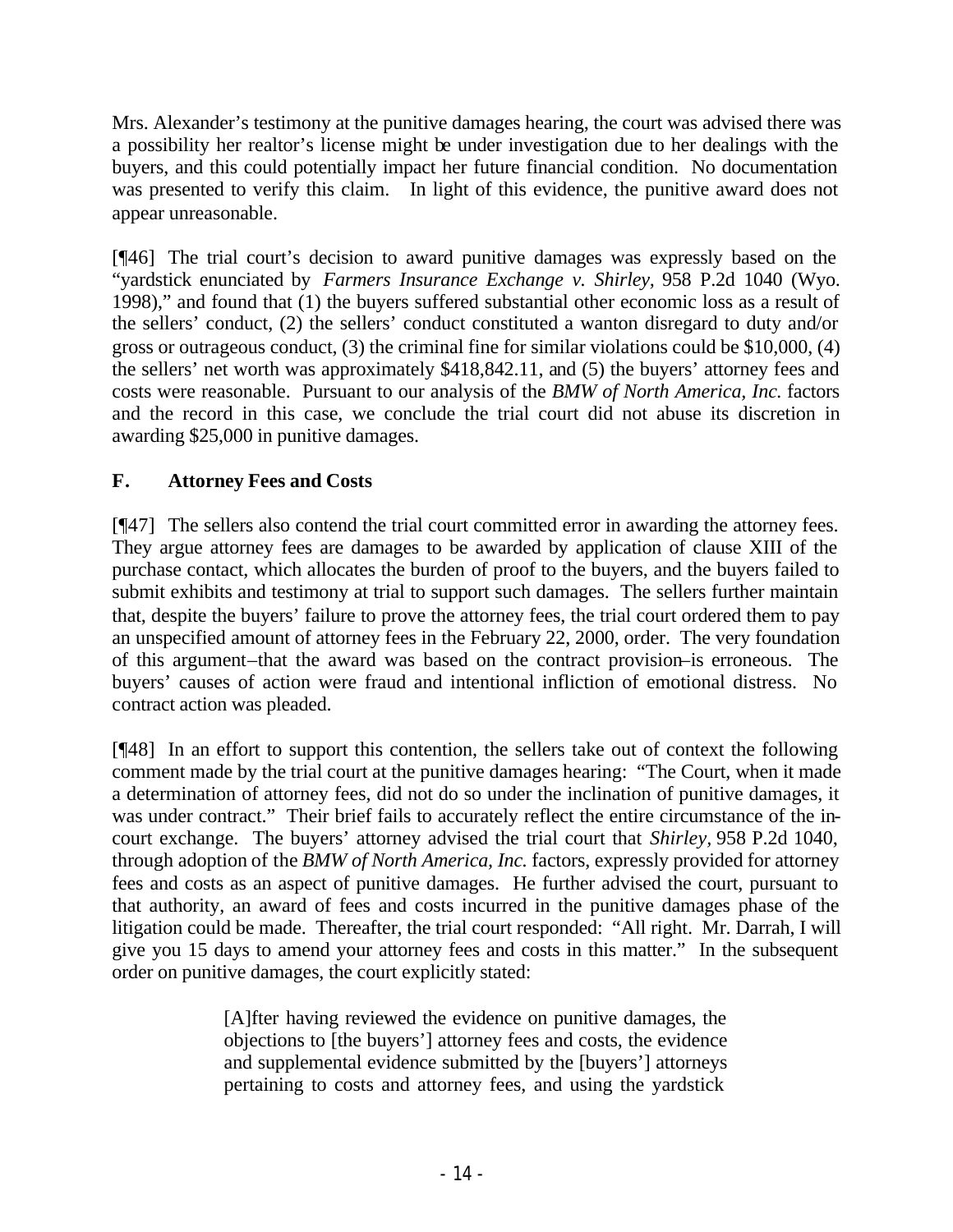Mrs. Alexander's testimony at the punitive damages hearing, the court was advised there was a possibility her realtor's license might be under investigation due to her dealings with the buyers, and this could potentially impact her future financial condition. No documentation was presented to verify this claim. In light of this evidence, the punitive award does not appear unreasonable.

[¶46] The trial court's decision to award punitive damages was expressly based on the "yardstick enunciated by *Farmers Insurance Exchange v. Shirley*, 958 P.2d 1040 (Wyo. 1998)," and found that (1) the buyers suffered substantial other economic loss as a result of the sellers' conduct, (2) the sellers' conduct constituted a wanton disregard to duty and/or gross or outrageous conduct, (3) the criminal fine for similar violations could be $10,000, (4) the sellers' net worth was approximately $418,842.11, and (5) the buyers' attorney fees and costs were reasonable. Pursuant to our analysis of the *BMW of North America, Inc.* factors and the record in this case, we conclude the trial court did not abuse its discretion in awarding $25,000 in punitive damages.

## F. Attorney Fees and Costs

[¶47] The sellers also contend the trial court committed error in awarding the attorney fees. They argue attorney fees are damages to be awarded by application of clause XIII of the purchase contact, which allocates the burden of proof to the buyers, and the buyers failed to submit exhibits and testimony at trial to support such damages. The sellers further maintain that, despite the buyers' failure to prove the attorney fees, the trial court ordered them to pay an unspecified amount of attorney fees in the February 22, 2000, order. The very foundation of this argument–that the award was based on the contract provision–is erroneous. The buyers' causes of action were fraud and intentional infliction of emotional distress. No contract action was pleaded.

[¶48] In an effort to support this contention, the sellers take out of context the following comment made by the trial court at the punitive damages hearing: "The Court, when it made a determination of attorney fees, did not do so under the inclination of punitive damages, it was under contract." Their brief fails to accurately reflect the entire circumstance of the in-court exchange. The buyers' attorney advised the trial court that *Shirley*, 958 P.2d 1040, through adoption of the *BMW of North America, Inc.* factors, expressly provided for attorney fees and costs as an aspect of punitive damages. He further advised the court, pursuant to that authority, an award of fees and costs incurred in the punitive damages phase of the litigation could be made. Thereafter, the trial court responded: "All right. Mr. Darrah, I will give you 15 days to amend your attorney fees and costs in this matter." In the subsequent order on punitive damages, the court explicitly stated:

> [A]fter having reviewed the evidence on punitive damages, the objections to [the buyers'] attorney fees and costs, the evidence and supplemental evidence submitted by the [buyers'] attorneys pertaining to costs and attorney fees, and using the yardstick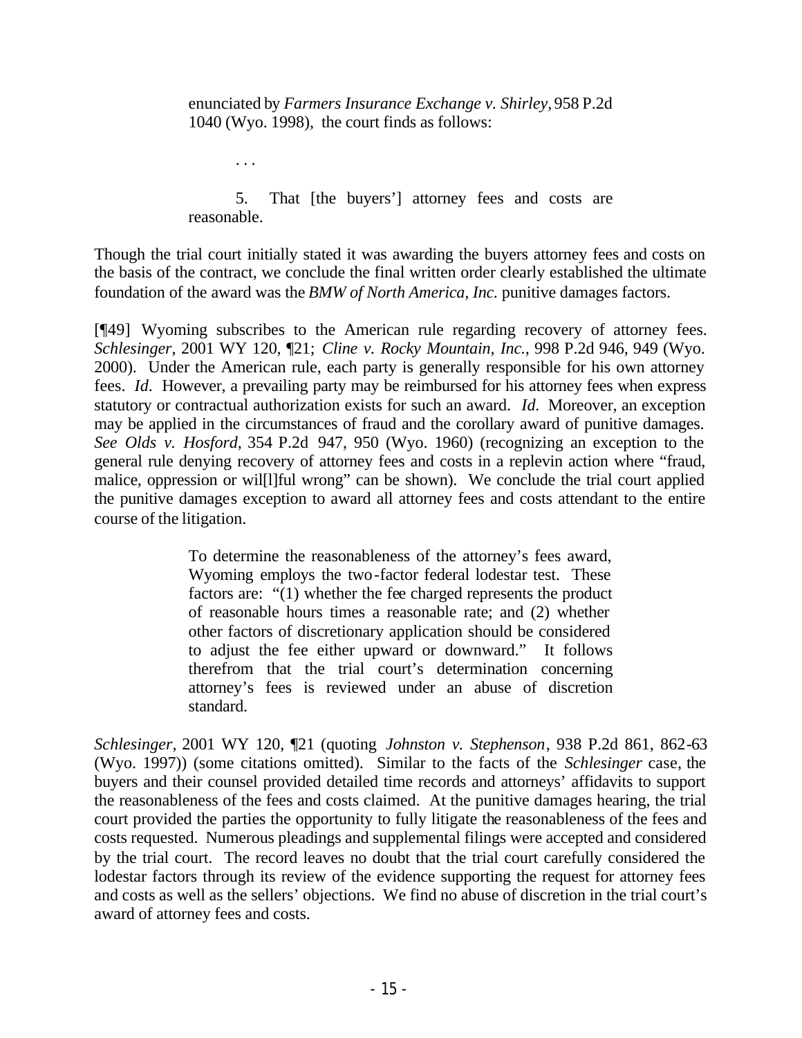> enunciated by *Farmers Insurance Exchange v. Shirley*, 958 P.2d 1040 (Wyo. 1998), the court finds as follows:
>
> . . .
>
> 5. That [the buyers'] attorney fees and costs are reasonable.

Though the trial court initially stated it was awarding the buyers attorney fees and costs on the basis of the contract, we conclude the final written order clearly established the ultimate foundation of the award was the *BMW of North America, Inc.* punitive damages factors.

[¶49] Wyoming subscribes to the American rule regarding recovery of attorney fees. *Schlesinger*, 2001 WY 120, ¶21; *Cline v. Rocky Mountain, Inc.*, 998 P.2d 946, 949 (Wyo. 2000). Under the American rule, each party is generally responsible for his own attorney fees. *Id*. However, a prevailing party may be reimbursed for his attorney fees when express statutory or contractual authorization exists for such an award. *Id.* Moreover, an exception may be applied in the circumstances of fraud and the corollary award of punitive damages. *See Olds v. Hosford*, 354 P.2d 947, 950 (Wyo. 1960) (recognizing an exception to the general rule denying recovery of attorney fees and costs in a replevin action where "fraud, malice, oppression or wil[l]ful wrong" can be shown). We conclude the trial court applied the punitive damages exception to award all attorney fees and costs attendant to the entire course of the litigation.

> To determine the reasonableness of the attorney's fees award, Wyoming employs the two-factor federal lodestar test. These factors are: "(1) whether the fee charged represents the product of reasonable hours times a reasonable rate; and (2) whether other factors of discretionary application should be considered to adjust the fee either upward or downward." It follows therefrom that the trial court's determination concerning attorney's fees is reviewed under an abuse of discretion standard.

*Schlesinger*, 2001 WY 120, ¶21 (quoting *Johnston v. Stephenson*, 938 P.2d 861, 862-63 (Wyo. 1997)) (some citations omitted). Similar to the facts of the *Schlesinger* case, the buyers and their counsel provided detailed time records and attorneys' affidavits to support the reasonableness of the fees and costs claimed. At the punitive damages hearing, the trial court provided the parties the opportunity to fully litigate the reasonableness of the fees and costs requested. Numerous pleadings and supplemental filings were accepted and considered by the trial court. The record leaves no doubt that the trial court carefully considered the lodestar factors through its review of the evidence supporting the request for attorney fees and costs as well as the sellers' objections. We find no abuse of discretion in the trial court's award of attorney fees and costs.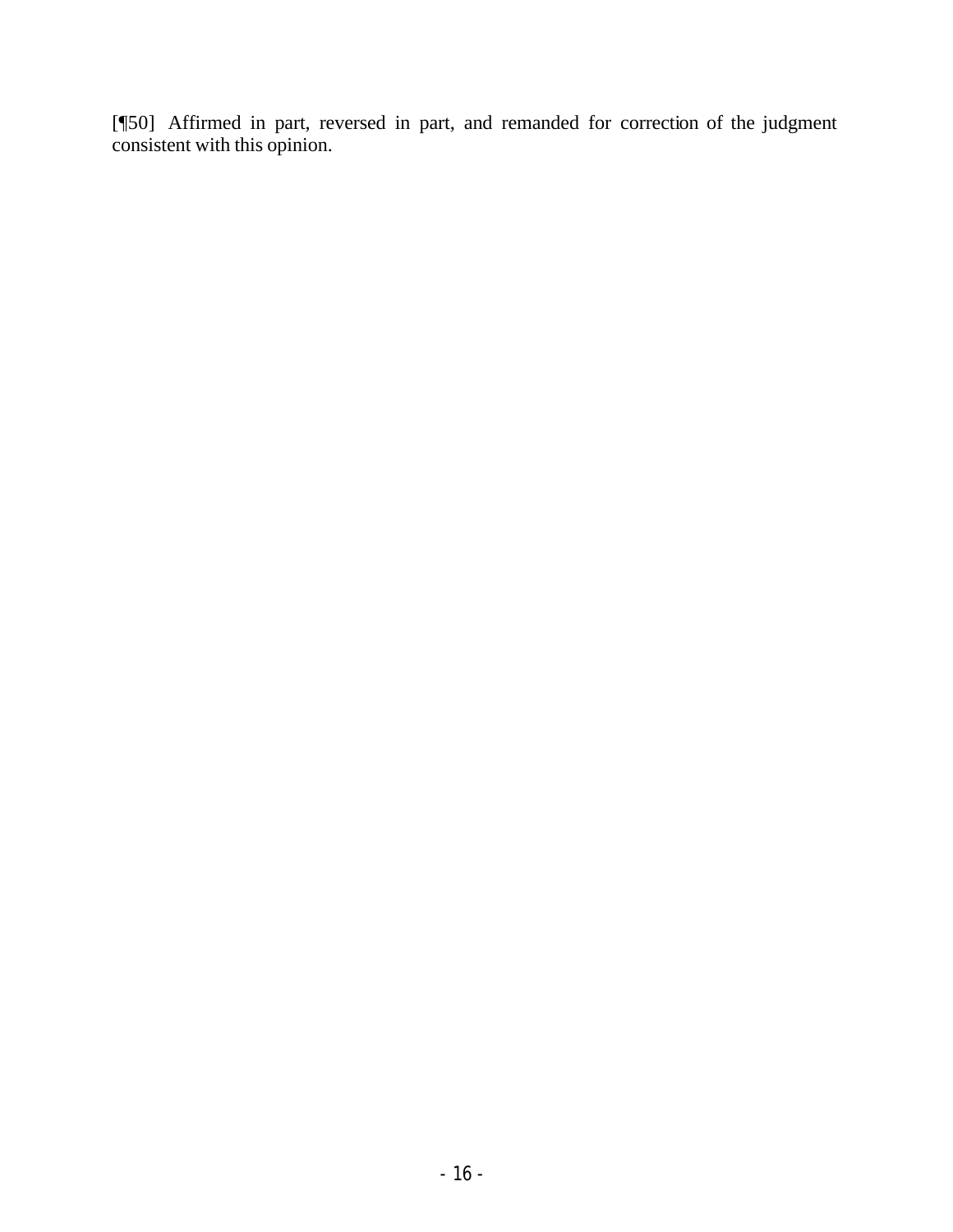[¶50] Affirmed in part, reversed in part, and remanded for correction of the judgment consistent with this opinion.